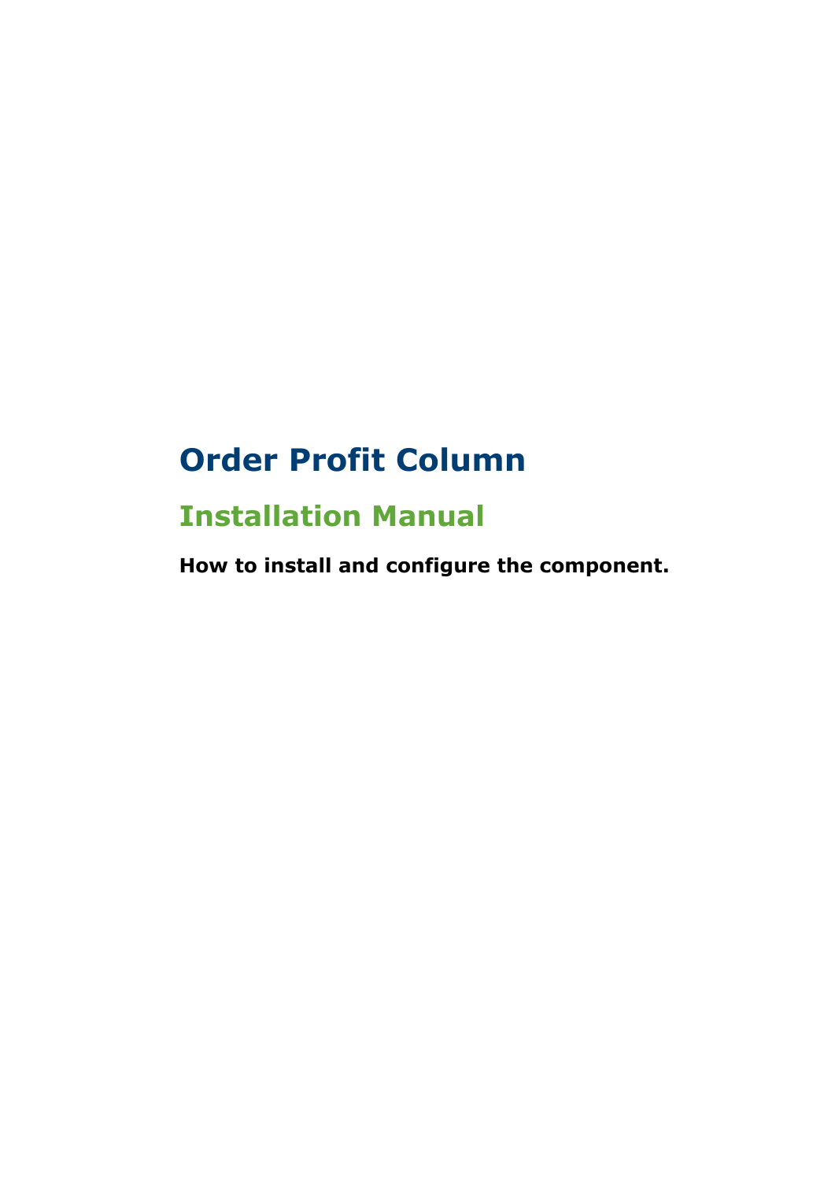# Order Profit Column

## Installation Manual

**How to install and configure the component.**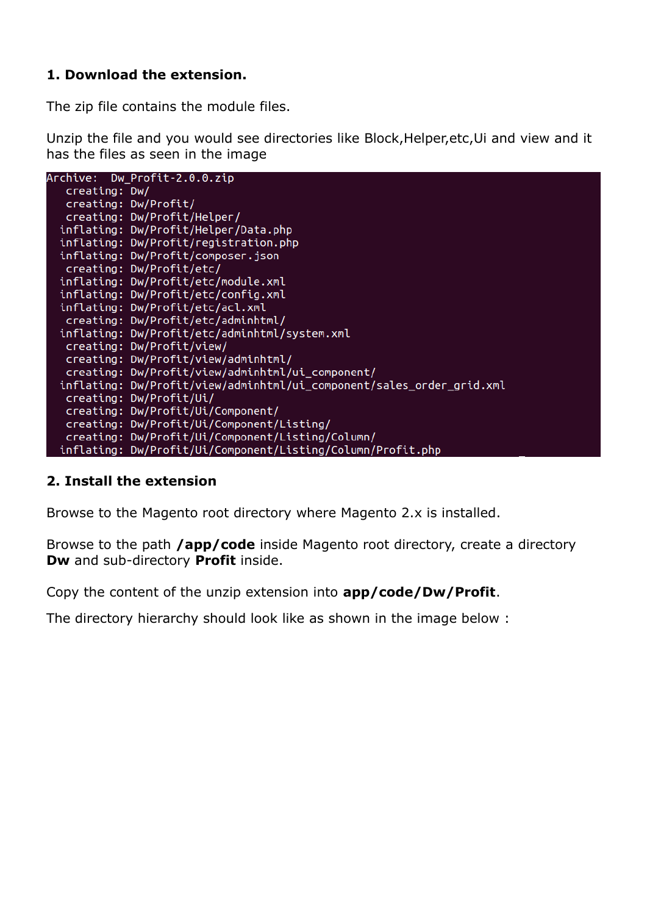### 1. Download the extension.

The zip file contains the module files.

Unzip the file and you would see directories like Block,Helper,etc,Ui and view and it has the files as seen in the image

```
Archive:  Dw_Profit-2.0.0.zip
   creating: Dw/
   creating: Dw/Profit/
   creating: Dw/Profit/Helper/
  inflating: Dw/Profit/Helper/Data.php
  inflating: Dw/Profit/registration.php
  inflating: Dw/Profit/composer.json
   creating: Dw/Profit/etc/
  inflating: Dw/Profit/etc/module.xml
  inflating: Dw/Profit/etc/config.xml
  inflating: Dw/Profit/etc/acl.xml
   creating: Dw/Profit/etc/adminhtml/
  inflating: Dw/Profit/etc/adminhtml/system.xml
   creating: Dw/Profit/view/
   creating: Dw/Profit/view/adminhtml/
   creating: Dw/Profit/view/adminhtml/ui_component/
  inflating: Dw/Profit/view/adminhtml/ui_component/sales_order_grid.xml
   creating: Dw/Profit/Ui/
   creating: Dw/Profit/Ui/Component/
   creating: Dw/Profit/Ui/Component/Listing/
   creating: Dw/Profit/Ui/Component/Listing/Column/
  inflating: Dw/Profit/Ui/Component/Listing/Column/Profit.php
```

### 2. Install the extension

Browse to the Magento root directory where Magento 2.x is installed.

Browse to the path **/app/code** inside Magento root directory, create a directory **Dw** and sub-directory **Profit** inside.

Copy the content of the unzip extension into **app/code/Dw/Profit**.

The directory hierarchy should look like as shown in the image below :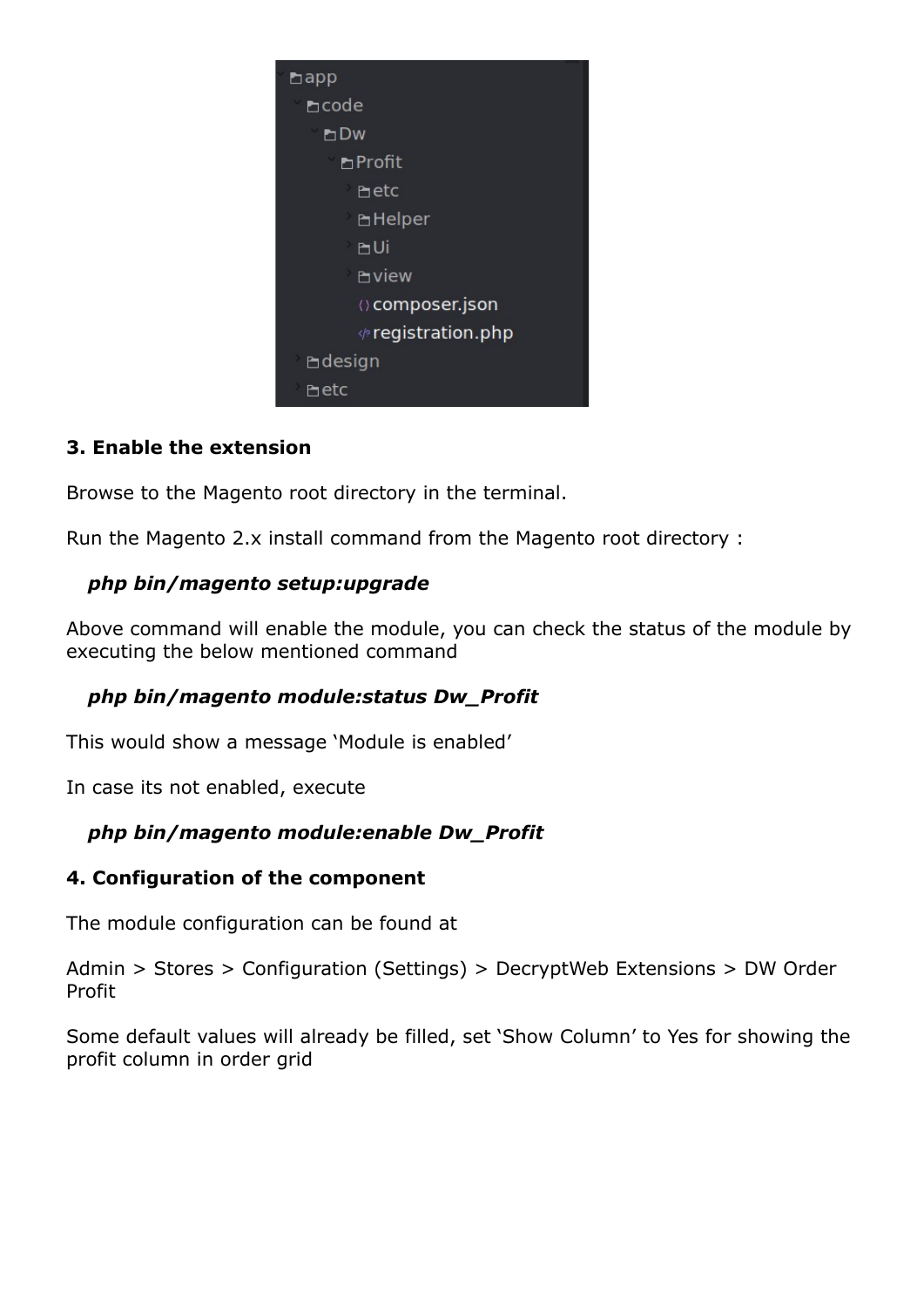```
app
  code
    Dw
      Profit
        etc
        Helper
        Ui
        view
        composer.json
        registration.php
  design
  etc
```

**3. Enable the extension**

Browse to the Magento root directory in the terminal.

Run the Magento 2.x install command from the Magento root directory :

***php bin/magento setup:upgrade***

Above command will enable the module, you can check the status of the module by executing the below mentioned command

***php bin/magento module:status Dw_Profit***

This would show a message ‘Module is enabled’

In case its not enabled, execute

***php bin/magento module:enable Dw_Profit***

**4. Configuration of the component**

The module configuration can be found at

Admin > Stores > Configuration (Settings) > DecryptWeb Extensions > DW Order Profit

Some default values will already be filled, set ‘Show Column’ to Yes for showing the profit column in order grid